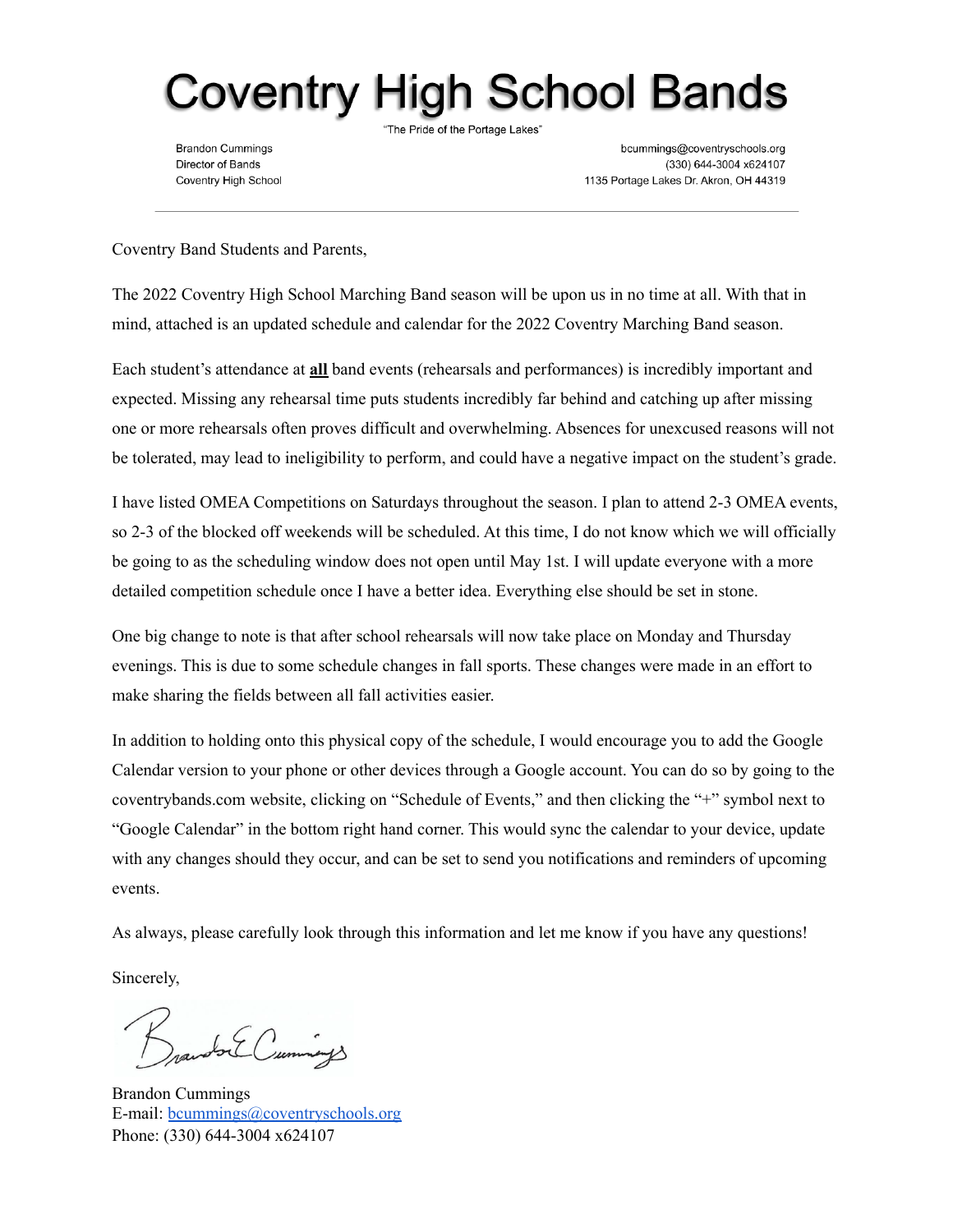# Coventry High School Bands

"The Pride of the Portage Lakes"

Brandon Cummings
Director of Bands
Coventry High School

bcummings@coventryschools.org
(330) 644-3004 x624107
1135 Portage Lakes Dr. Akron, OH 44319

---

Coventry Band Students and Parents,

The 2022 Coventry High School Marching Band season will be upon us in no time at all. With that in mind, attached is an updated schedule and calendar for the 2022 Coventry Marching Band season.

Each student's attendance at **all** band events (rehearsals and performances) is incredibly important and expected. Missing any rehearsal time puts students incredibly far behind and catching up after missing one or more rehearsals often proves difficult and overwhelming. Absences for unexcused reasons will not be tolerated, may lead to ineligibility to perform, and could have a negative impact on the student's grade.

I have listed OMEA Competitions on Saturdays throughout the season. I plan to attend 2-3 OMEA events, so 2-3 of the blocked off weekends will be scheduled. At this time, I do not know which we will officially be going to as the scheduling window does not open until May 1st. I will update everyone with a more detailed competition schedule once I have a better idea. Everything else should be set in stone.

One big change to note is that after school rehearsals will now take place on Monday and Thursday evenings. This is due to some schedule changes in fall sports. These changes were made in an effort to make sharing the fields between all fall activities easier.

In addition to holding onto this physical copy of the schedule, I would encourage you to add the Google Calendar version to your phone or other devices through a Google account. You can do so by going to the coventrybands.com website, clicking on "Schedule of Events," and then clicking the "+" symbol next to "Google Calendar" in the bottom right hand corner. This would sync the calendar to your device, update with any changes should they occur, and can be set to send you notifications and reminders of upcoming events.

As always, please carefully look through this information and let me know if you have any questions!

Sincerely,

Brandon E Cummings

Brandon Cummings
E-mail: bcummings@coventryschools.org
Phone: (330) 644-3004 x624107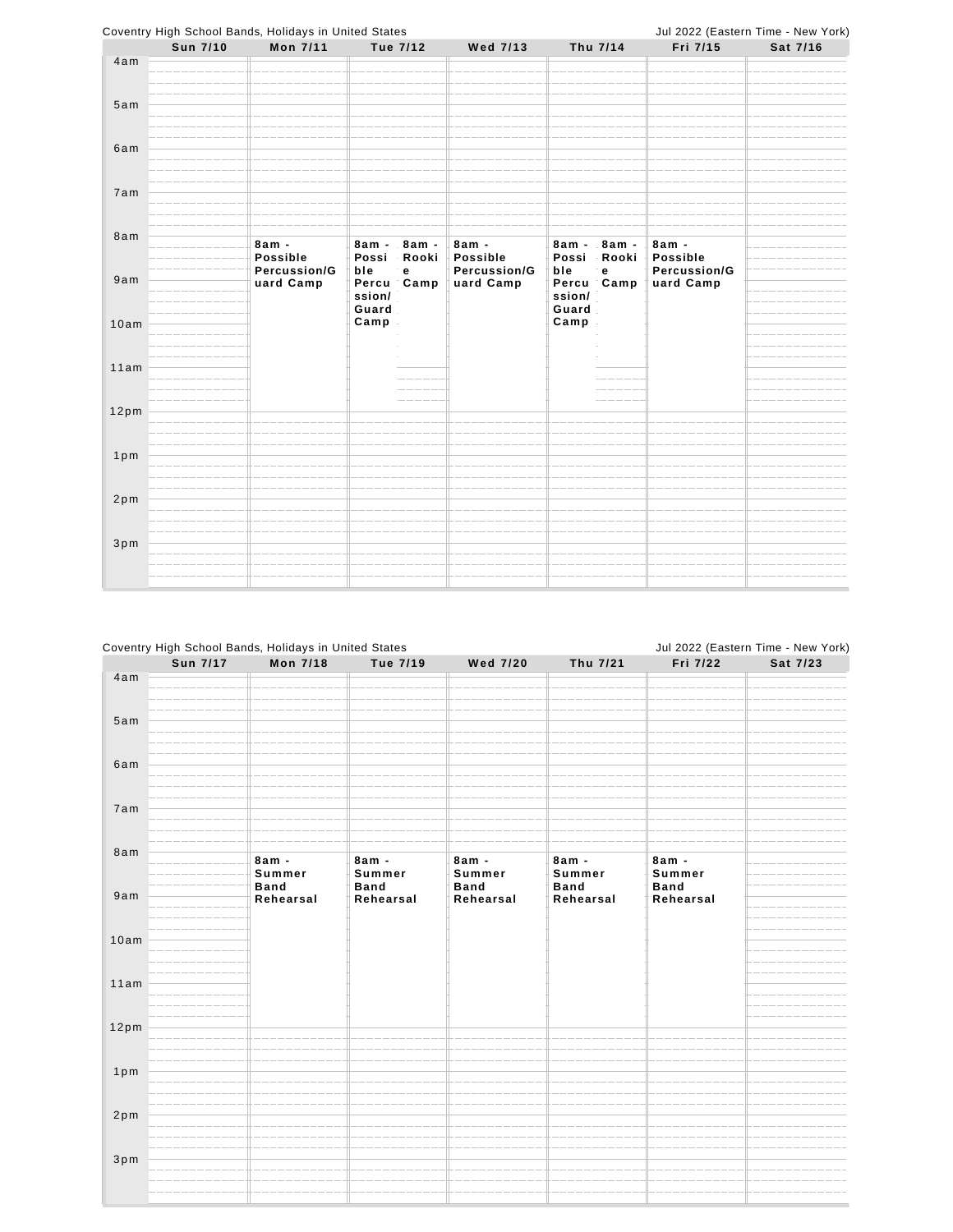Coventry High School Bands, Holidays in United States — Jul 2022 (Eastern Time - New York)

| | Sun 7/10 | Mon 7/11 | Tue 7/12 | Wed 7/13 | Thu 7/14 | Fri 7/15 | Sat 7/16 |
|---|---|---|---|---|---|---|---|
| 4am | | | | | | | |
| 5am | | | | | | | |
| 6am | | | | | | | |
| 7am | | | | | | | |
| 8am | | 8am - Possible Percussion/Guard Camp | 8am - Possible Percussion/Guard Camp; 8am - Rookie Camp | 8am - Possible Percussion/Guard Camp | 8am - Possible Percussion/Guard Camp; 8am - Rookie Camp | 8am - Possible Percussion/Guard Camp | |
| 9am | | | | | | | |
| 10am | | | | | | | |
| 11am | | | | | | | |
| 12pm | | | | | | | |
| 1pm | | | | | | | |
| 2pm | | | | | | | |
| 3pm | | | | | | | |

Coventry High School Bands, Holidays in United States — Jul 2022 (Eastern Time - New York)

| | Sun 7/17 | Mon 7/18 | Tue 7/19 | Wed 7/20 | Thu 7/21 | Fri 7/22 | Sat 7/23 |
|---|---|---|---|---|---|---|---|
| 4am | | | | | | | |
| 5am | | | | | | | |
| 6am | | | | | | | |
| 7am | | | | | | | |
| 8am | | 8am - Summer Band Rehearsal | 8am - Summer Band Rehearsal | 8am - Summer Band Rehearsal | 8am - Summer Band Rehearsal | 8am - Summer Band Rehearsal | |
| 9am | | | | | | | |
| 10am | | | | | | | |
| 11am | | | | | | | |
| 12pm | | | | | | | |
| 1pm | | | | | | | |
| 2pm | | | | | | | |
| 3pm | | | | | | | |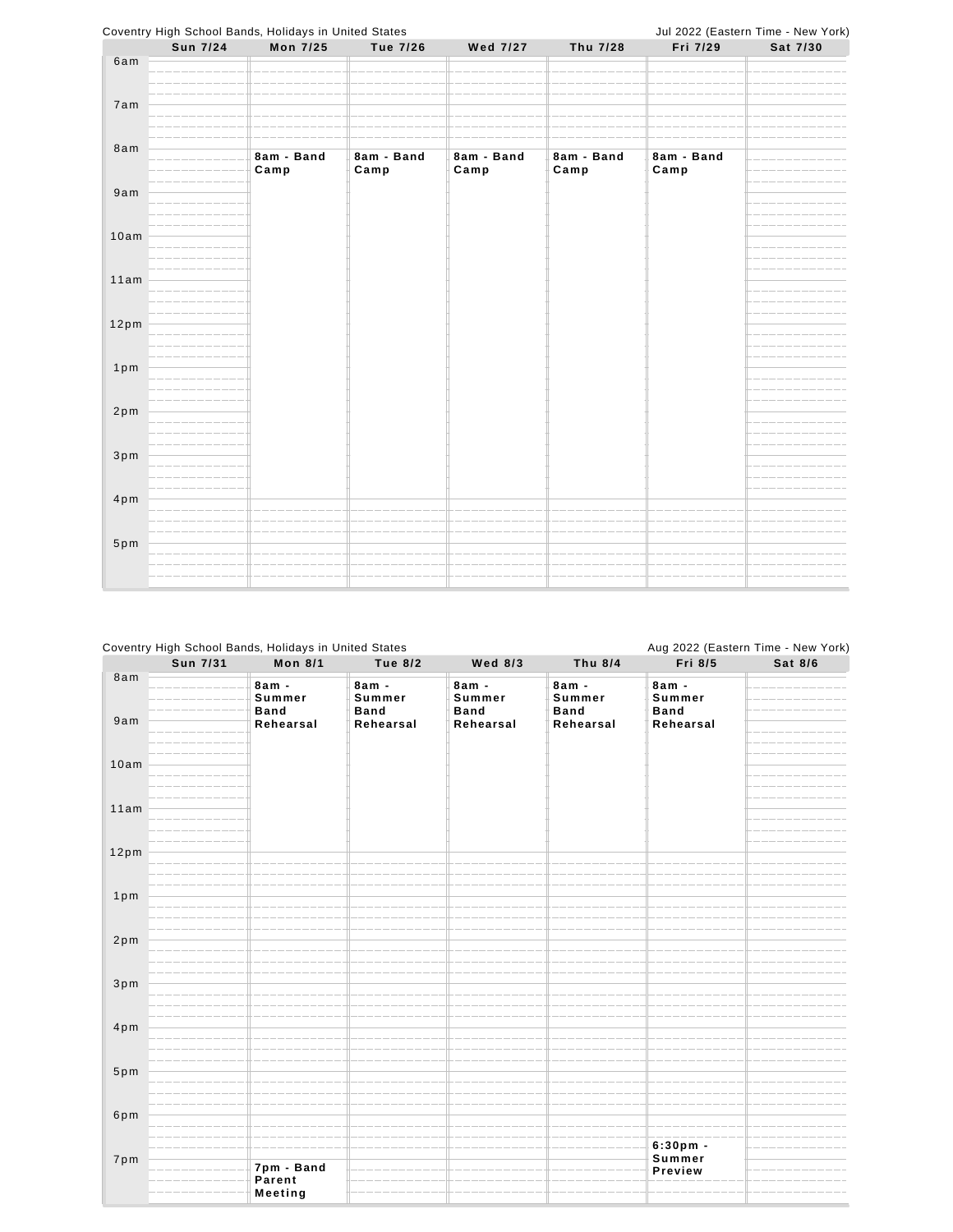Coventry High School Bands, Holidays in United States — Jul 2022 (Eastern Time - New York)

| | Sun 7/24 | Mon 7/25 | Tue 7/26 | Wed 7/27 | Thu 7/28 | Fri 7/29 | Sat 7/30 |
|---|---|---|---|---|---|---|---|
| 6am | | | | | | | |
| 7am | | | | | | | |
| 8am | | 8am - Band Camp | 8am - Band Camp | 8am - Band Camp | 8am - Band Camp | 8am - Band Camp | |
| 9am | | | | | | | |
| 10am | | | | | | | |
| 11am | | | | | | | |
| 12pm | | | | | | | |
| 1pm | | | | | | | |
| 2pm | | | | | | | |
| 3pm | | | | | | | |
| 4pm | | | | | | | |
| 5pm | | | | | | | |

Coventry High School Bands, Holidays in United States — Aug 2022 (Eastern Time - New York)

| | Sun 7/31 | Mon 8/1 | Tue 8/2 | Wed 8/3 | Thu 8/4 | Fri 8/5 | Sat 8/6 |
|---|---|---|---|---|---|---|---|
| 8am | | 8am - Summer Band Rehearsal | 8am - Summer Band Rehearsal | 8am - Summer Band Rehearsal | 8am - Summer Band Rehearsal | 8am - Summer Band Rehearsal | |
| 9am | | | | | | | |
| 10am | | | | | | | |
| 11am | | | | | | | |
| 12pm | | | | | | | |
| 1pm | | | | | | | |
| 2pm | | | | | | | |
| 3pm | | | | | | | |
| 4pm | | | | | | | |
| 5pm | | | | | | | |
| 6pm | | | | | | 6:30pm - Summer Preview | |
| 7pm | | 7pm - Band Parent Meeting | | | | | |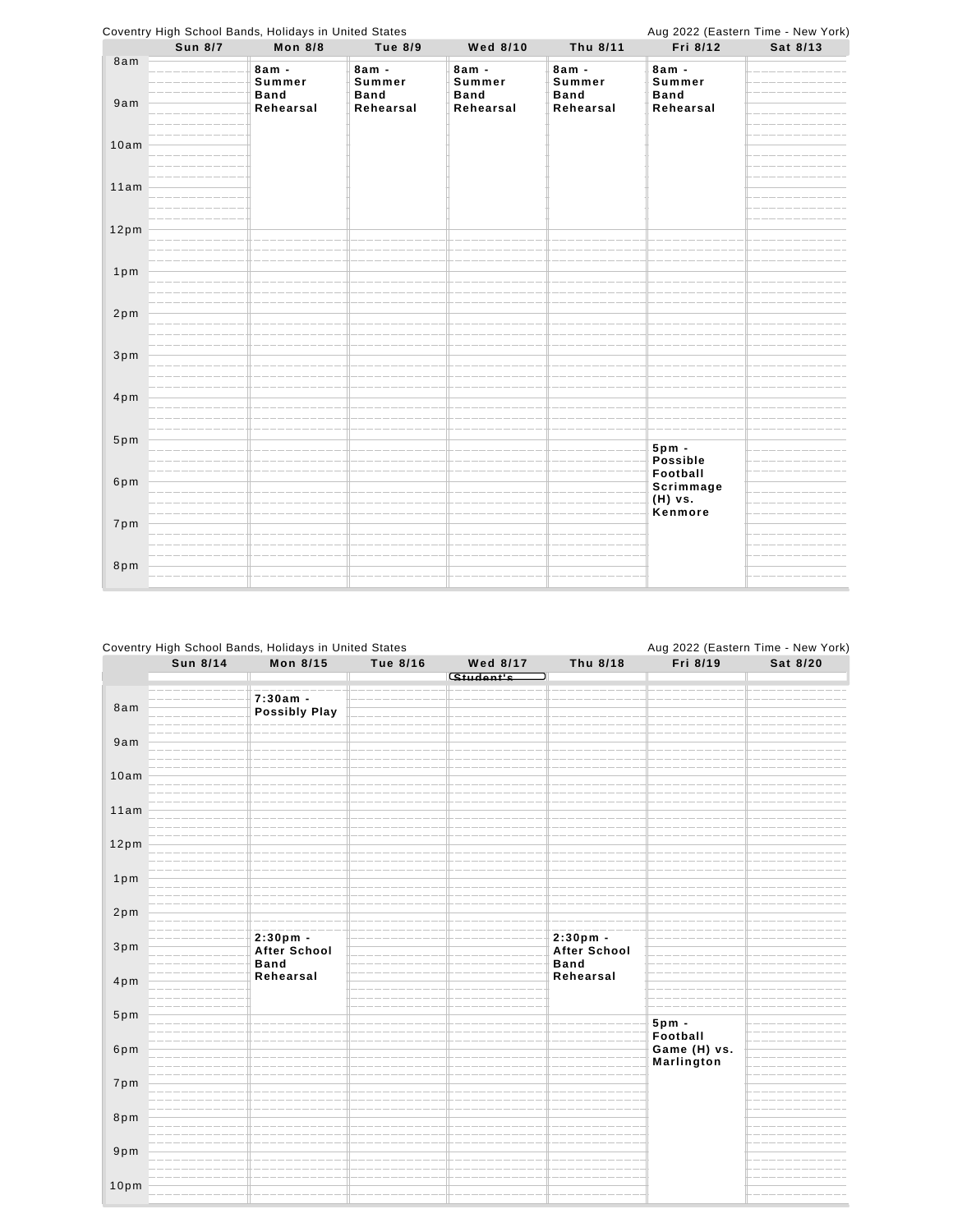Coventry High School Bands, Holidays in United States — Aug 2022 (Eastern Time - New York)

| | Sun 8/7 | Mon 8/8 | Tue 8/9 | Wed 8/10 | Thu 8/11 | Fri 8/12 | Sat 8/13 |
|---|---|---|---|---|---|---|---|
| 8am | | 8am - Summer Band Rehearsal | 8am - Summer Band Rehearsal | 8am - Summer Band Rehearsal | 8am - Summer Band Rehearsal | 8am - Summer Band Rehearsal | |
| 9am | | | | | | | |
| 10am | | | | | | | |
| 11am | | | | | | | |
| 12pm | | | | | | | |
| 1pm | | | | | | | |
| 2pm | | | | | | | |
| 3pm | | | | | | | |
| 4pm | | | | | | | |
| 5pm | | | | | | 5pm - Possible Football Scrimmage (H) vs. Kenmore | |
| 6pm | | | | | | | |
| 7pm | | | | | | | |
| 8pm | | | | | | | |

Coventry High School Bands, Holidays in United States — Aug 2022 (Eastern Time - New York)

| | Sun 8/14 | Mon 8/15 | Tue 8/16 | Wed 8/17 | Thu 8/18 | Fri 8/19 | Sat 8/20 |
|---|---|---|---|---|---|---|---|
| All day | | | | Student's | | | |
| 8am | | 7:30am - Possibly Play | | | | | |
| 9am | | | | | | | |
| 10am | | | | | | | |
| 11am | | | | | | | |
| 12pm | | | | | | | |
| 1pm | | | | | | | |
| 2pm | | | | | | | |
| 3pm | | 2:30pm - After School Band Rehearsal | | | 2:30pm - After School Band Rehearsal | | |
| 4pm | | | | | | | |
| 5pm | | | | | | 5pm - Football Game (H) vs. Marlington | |
| 6pm | | | | | | | |
| 7pm | | | | | | | |
| 8pm | | | | | | | |
| 9pm | | | | | | | |
| 10pm | | | | | | | |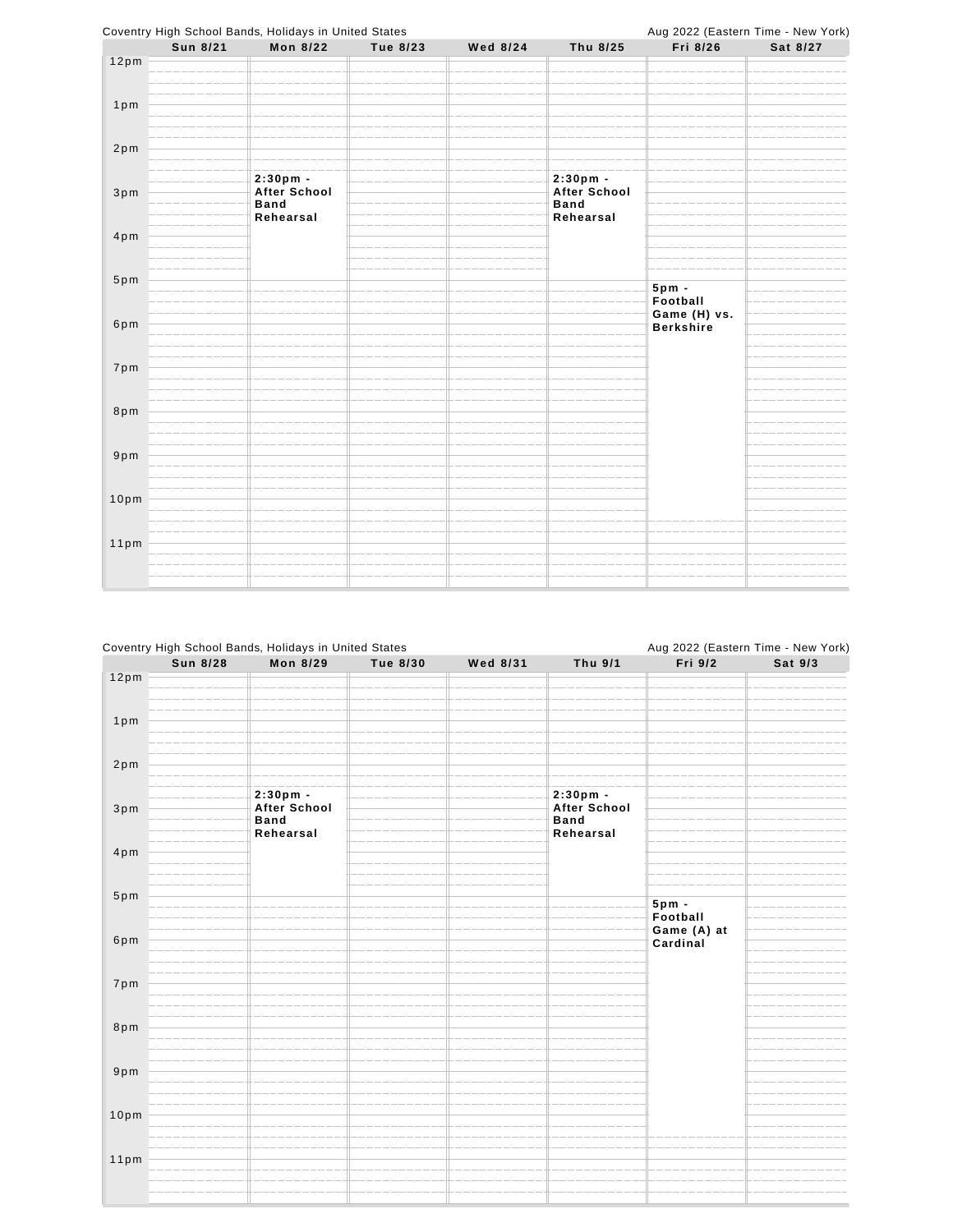Coventry High School Bands, Holidays in United States — Aug 2022 (Eastern Time - New York)

| | Sun 8/21 | Mon 8/22 | Tue 8/23 | Wed 8/24 | Thu 8/25 | Fri 8/26 | Sat 8/27 |
|---|---|---|---|---|---|---|---|
| 12pm | | | | | | | |
| 1pm | | | | | | | |
| 2pm | | **2:30pm - After School Band Rehearsal** | | | **2:30pm - After School Band Rehearsal** | | |
| 3pm | | | | | | | |
| 4pm | | | | | | | |
| 5pm | | | | | | **5pm - Football Game (H) vs. Berkshire** | |
| 6pm | | | | | | | |
| 7pm | | | | | | | |
| 8pm | | | | | | | |
| 9pm | | | | | | | |
| 10pm | | | | | | | |
| 11pm | | | | | | | |

Coventry High School Bands, Holidays in United States — Aug 2022 (Eastern Time - New York)

| | Sun 8/28 | Mon 8/29 | Tue 8/30 | Wed 8/31 | Thu 9/1 | Fri 9/2 | Sat 9/3 |
|---|---|---|---|---|---|---|---|
| 12pm | | | | | | | |
| 1pm | | | | | | | |
| 2pm | | **2:30pm - After School Band Rehearsal** | | | **2:30pm - After School Band Rehearsal** | | |
| 3pm | | | | | | | |
| 4pm | | | | | | | |
| 5pm | | | | | | **5pm - Football Game (A) at Cardinal** | |
| 6pm | | | | | | | |
| 7pm | | | | | | | |
| 8pm | | | | | | | |
| 9pm | | | | | | | |
| 10pm | | | | | | | |
| 11pm | | | | | | | |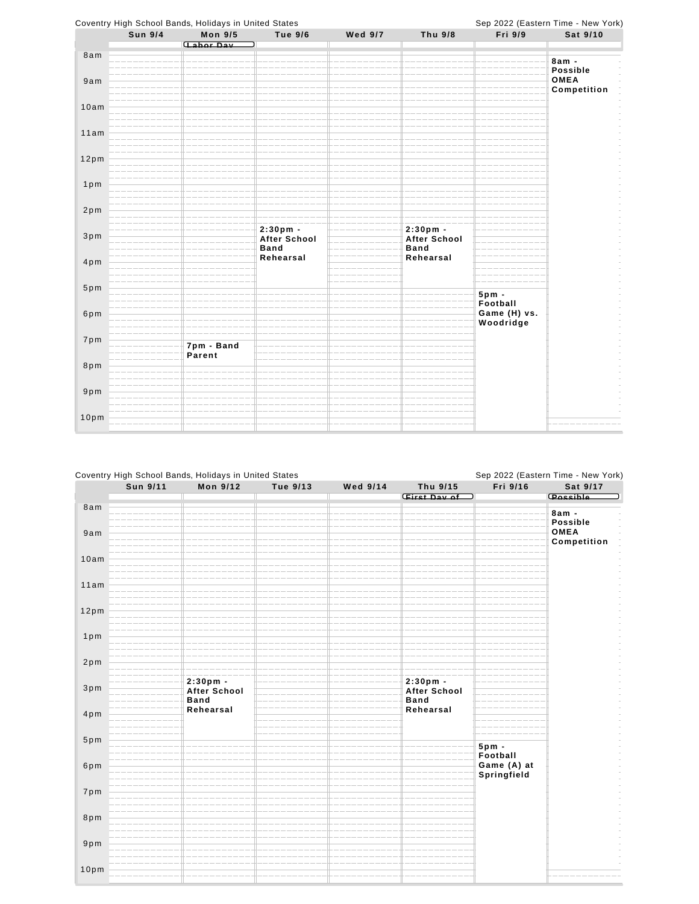Coventry High School Bands, Holidays in United States — Sep 2022 (Eastern Time - New York)

| | Sun 9/4 | Mon 9/5 | Tue 9/6 | Wed 9/7 | Thu 9/8 | Fri 9/9 | Sat 9/10 |
|---|---|---|---|---|---|---|---|
| All day | | Labor Day | | | | | |
| 8am | | | | | | | 8am - Possible OMEA Competition |
| 2:30pm | | | 2:30pm - After School Band Rehearsal | | 2:30pm - After School Band Rehearsal | | |
| 5pm | | | | | | 5pm - Football Game (H) vs. Woodridge | |
| 7pm | | 7pm - Band Parent | | | | | |

Coventry High School Bands, Holidays in United States — Sep 2022 (Eastern Time - New York)

| | Sun 9/11 | Mon 9/12 | Tue 9/13 | Wed 9/14 | Thu 9/15 | Fri 9/16 | Sat 9/17 |
|---|---|---|---|---|---|---|---|
| All day | | | | | First Day of | | Possible |
| 8am | | | | | | | 8am - Possible OMEA Competition |
| 2:30pm | | 2:30pm - After School Band Rehearsal | | | 2:30pm - After School Band Rehearsal | | |
| 5pm | | | | | | 5pm - Football Game (A) at Springfield | |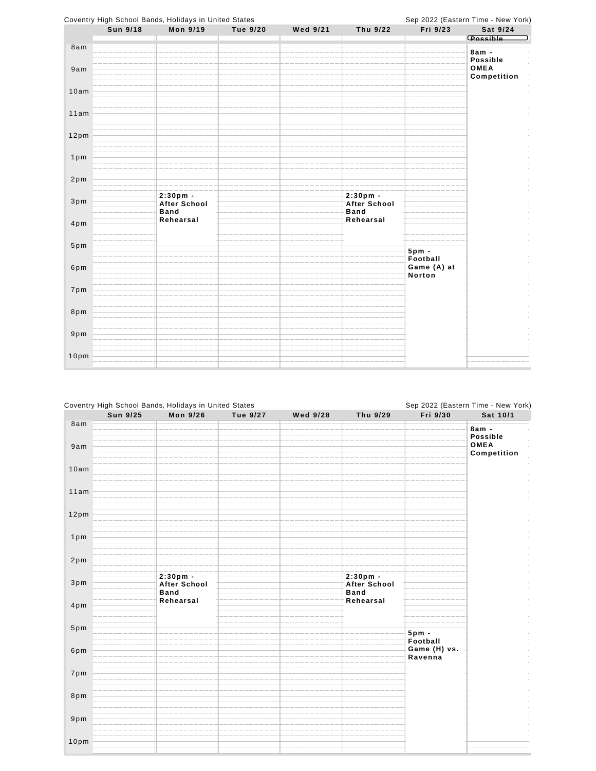Coventry High School Bands, Holidays in United States — Sep 2022 (Eastern Time - New York)

| | Sun 9/18 | Mon 9/19 | Tue 9/20 | Wed 9/21 | Thu 9/22 | Fri 9/23 | Sat 9/24 |
|---|---|---|---|---|---|---|---|
| All day | | | | | | | Possible |
| 8am | | | | | | | **8am - Possible OMEA Competition** |
| 2:30pm | | **2:30pm - After School Band Rehearsal** | | | **2:30pm - After School Band Rehearsal** | | |
| 5pm | | | | | | **5pm - Football Game (A) at Norton** | |

Coventry High School Bands, Holidays in United States — Sep 2022 (Eastern Time - New York)

| | Sun 9/25 | Mon 9/26 | Tue 9/27 | Wed 9/28 | Thu 9/29 | Fri 9/30 | Sat 10/1 |
|---|---|---|---|---|---|---|---|
| 8am | | | | | | | **8am - Possible OMEA Competition** |
| 2:30pm | | **2:30pm - After School Band Rehearsal** | | | **2:30pm - After School Band Rehearsal** | | |
| 5pm | | | | | | **5pm - Football Game (H) vs. Ravenna** | |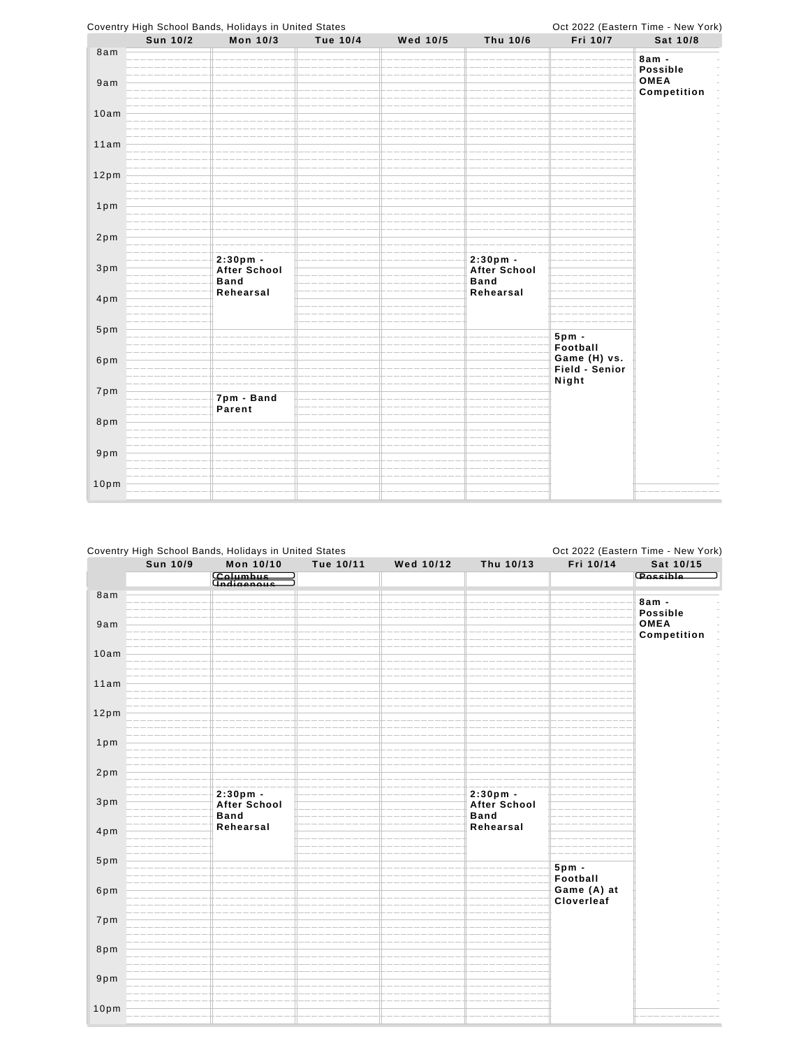Coventry High School Bands, Holidays in United States — Oct 2022 (Eastern Time - New York)

| | Sun 10/2 | Mon 10/3 | Tue 10/4 | Wed 10/5 | Thu 10/6 | Fri 10/7 | Sat 10/8 |
|---|---|---|---|---|---|---|---|
| 8am | | | | | | | **8am - Possible OMEA Competition** |
| 9am | | | | | | | |
| 10am | | | | | | | |
| 11am | | | | | | | |
| 12pm | | | | | | | |
| 1pm | | | | | | | |
| 2pm | | **2:30pm - After School Band Rehearsal** | | | **2:30pm - After School Band Rehearsal** | | |
| 3pm | | | | | | | |
| 4pm | | | | | | | |
| 5pm | | | | | | **5pm - Football Game (H) vs. Field - Senior Night** | |
| 6pm | | | | | | | |
| 7pm | | **7pm - Band Parent** | | | | | |
| 8pm | | | | | | | |
| 9pm | | | | | | | |
| 10pm | | | | | | | |

Coventry High School Bands, Holidays in United States — Oct 2022 (Eastern Time - New York)

| | Sun 10/9 | Mon 10/10 | Tue 10/11 | Wed 10/12 | Thu 10/13 | Fri 10/14 | Sat 10/15 |
|---|---|---|---|---|---|---|---|
| All day | | Columbus; Indigenous | | | | | Possible |
| 8am | | | | | | | **8am - Possible OMEA Competition** |
| 9am | | | | | | | |
| 10am | | | | | | | |
| 11am | | | | | | | |
| 12pm | | | | | | | |
| 1pm | | | | | | | |
| 2pm | | **2:30pm - After School Band Rehearsal** | | | **2:30pm - After School Band Rehearsal** | | |
| 3pm | | | | | | | |
| 4pm | | | | | | | |
| 5pm | | | | | | **5pm - Football Game (A) at Cloverleaf** | |
| 6pm | | | | | | | |
| 7pm | | | | | | | |
| 8pm | | | | | | | |
| 9pm | | | | | | | |
| 10pm | | | | | | | |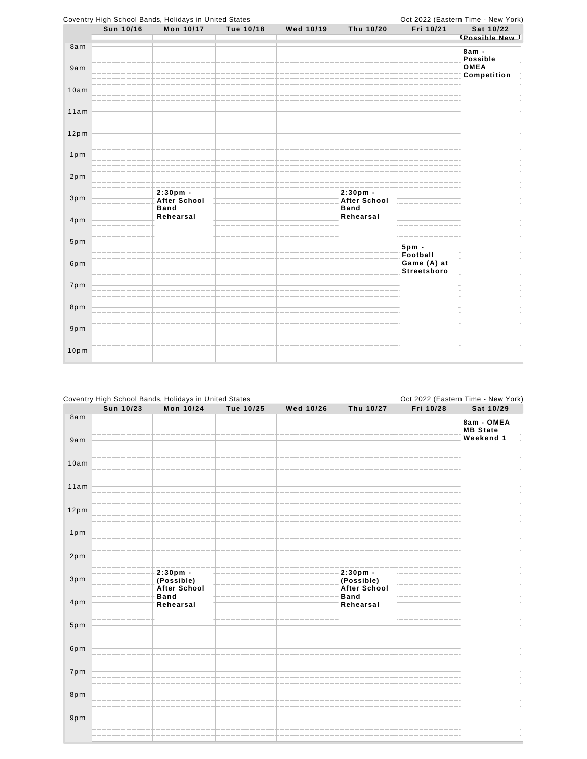Coventry High School Bands, Holidays in United States — Oct 2022 (Eastern Time - New York)

| | Sun 10/16 | Mon 10/17 | Tue 10/18 | Wed 10/19 | Thu 10/20 | Fri 10/21 | Sat 10/22 |
|---|---|---|---|---|---|---|---|
| All day | | | | | | | Possible New |
| 8am | | | | | | | 8am - Possible OMEA Competition |
| 9am | | | | | | | |
| 10am | | | | | | | |
| 11am | | | | | | | |
| 12pm | | | | | | | |
| 1pm | | | | | | | |
| 2pm | | 2:30pm - After School Band Rehearsal | | | 2:30pm - After School Band Rehearsal | | |
| 3pm | | | | | | | |
| 4pm | | | | | | | |
| 5pm | | | | | | 5pm - Football Game (A) at Streetsboro | |
| 6pm | | | | | | | |
| 7pm | | | | | | | |
| 8pm | | | | | | | |
| 9pm | | | | | | | |
| 10pm | | | | | | | |

Coventry High School Bands, Holidays in United States — Oct 2022 (Eastern Time - New York)

| | Sun 10/23 | Mon 10/24 | Tue 10/25 | Wed 10/26 | Thu 10/27 | Fri 10/28 | Sat 10/29 |
|---|---|---|---|---|---|---|---|
| 8am | | | | | | | 8am - OMEA MB State Weekend 1 |
| 9am | | | | | | | |
| 10am | | | | | | | |
| 11am | | | | | | | |
| 12pm | | | | | | | |
| 1pm | | | | | | | |
| 2pm | | 2:30pm - (Possible) After School Band Rehearsal | | | 2:30pm - (Possible) After School Band Rehearsal | | |
| 3pm | | | | | | | |
| 4pm | | | | | | | |
| 5pm | | | | | | | |
| 6pm | | | | | | | |
| 7pm | | | | | | | |
| 8pm | | | | | | | |
| 9pm | | | | | | | |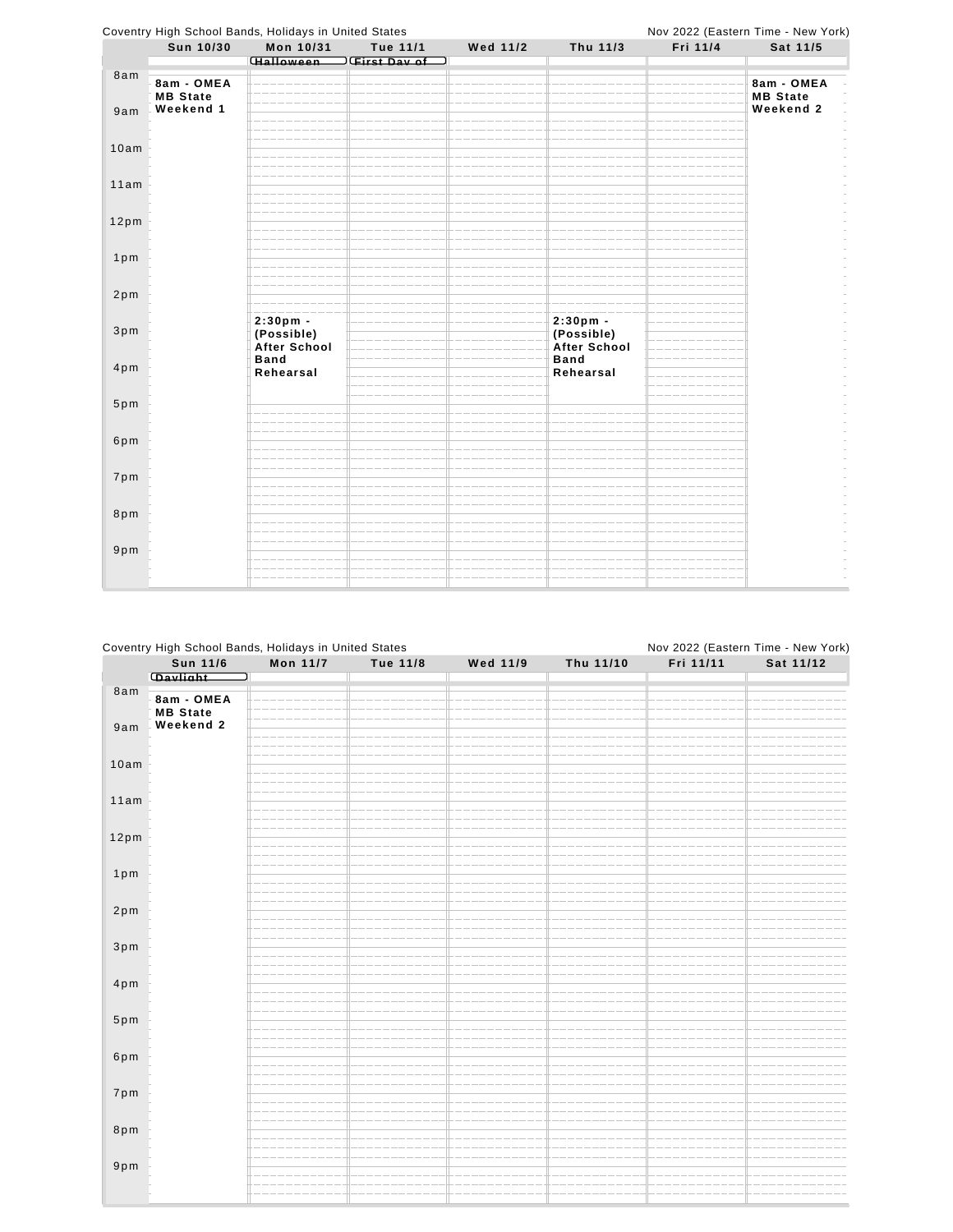Coventry High School Bands, Holidays in United States

Nov 2022 (Eastern Time - New York)

| | Sun 10/30 | Mon 10/31 | Tue 11/1 | Wed 11/2 | Thu 11/3 | Fri 11/4 | Sat 11/5 |
|---|---|---|---|---|---|---|---|
| | | Halloween | First Day of | | | | |
| 8am | 8am - OMEA MB State Weekend 1 | | | | | | 8am - OMEA MB State Weekend 2 |
| 9am | | | | | | | |
| 10am | | | | | | | |
| 11am | | | | | | | |
| 12pm | | | | | | | |
| 1pm | | | | | | | |
| 2pm | | | | | | | |
| 3pm | | 2:30pm - (Possible) After School Band Rehearsal | | | 2:30pm - (Possible) After School Band Rehearsal | | |
| 4pm | | | | | | | |
| 5pm | | | | | | | |
| 6pm | | | | | | | |
| 7pm | | | | | | | |
| 8pm | | | | | | | |
| 9pm | | | | | | | |

Coventry High School Bands, Holidays in United States

Nov 2022 (Eastern Time - New York)

| | Sun 11/6 | Mon 11/7 | Tue 11/8 | Wed 11/9 | Thu 11/10 | Fri 11/11 | Sat 11/12 |
|---|---|---|---|---|---|---|---|
| | Daylight | | | | | | |
| 8am | 8am - OMEA MB State Weekend 2 | | | | | | |
| 9am | | | | | | | |
| 10am | | | | | | | |
| 11am | | | | | | | |
| 12pm | | | | | | | |
| 1pm | | | | | | | |
| 2pm | | | | | | | |
| 3pm | | | | | | | |
| 4pm | | | | | | | |
| 5pm | | | | | | | |
| 6pm | | | | | | | |
| 7pm | | | | | | | |
| 8pm | | | | | | | |
| 9pm | | | | | | | |